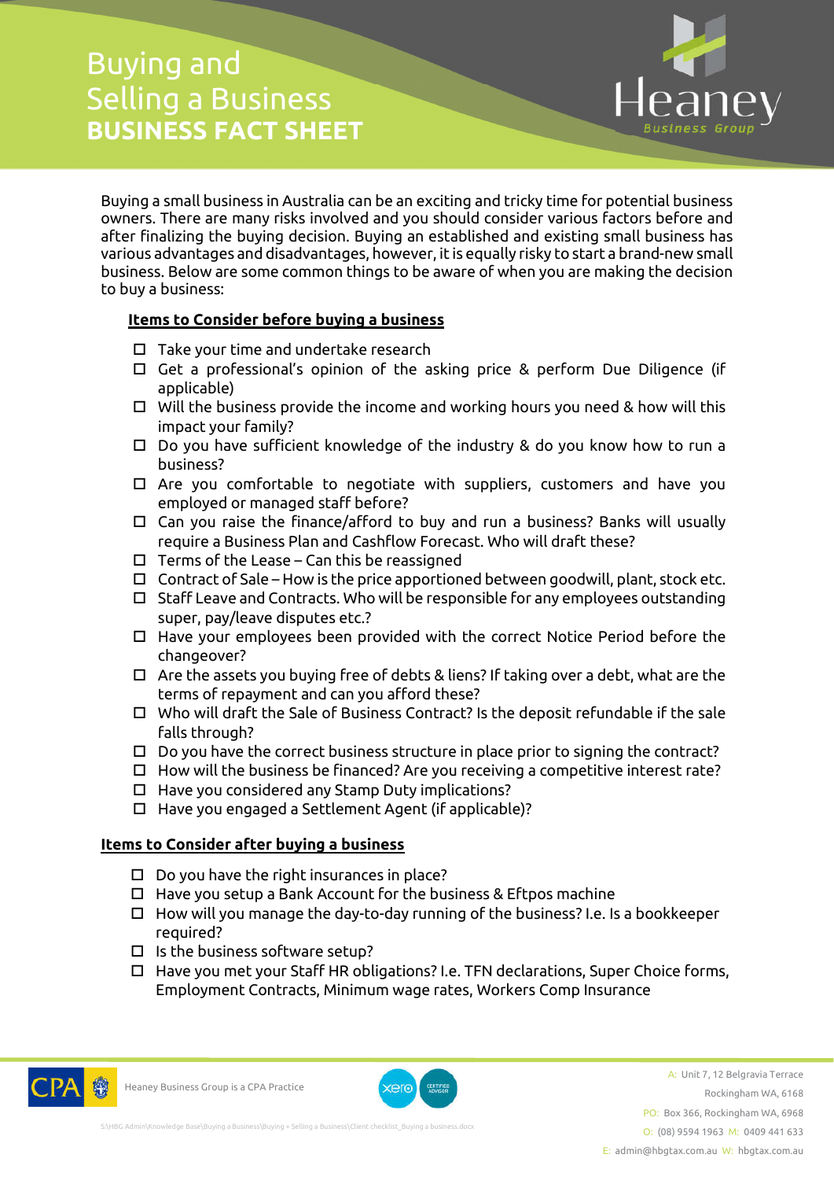# Buying and Selling a Business

## BUSINESS FACT SHEET

Buying a small business in Australia can be an exciting and tricky time for potential business owners. There are many risks involved and you should consider various factors before and after finalizing the buying decision. Buying an established and existing small business has various advantages and disadvantages, however, it is equally risky to start a brand-new small business. Below are some common things to be aware of when you are making the decision to buy a business:

### Items to Consider before buying a business

- ☐ Take your time and undertake research
- ☐ Get a professional's opinion of the asking price & perform Due Diligence (if applicable)
- ☐ Will the business provide the income and working hours you need & how will this impact your family?
- ☐ Do you have sufficient knowledge of the industry & do you know how to run a business?
- ☐ Are you comfortable to negotiate with suppliers, customers and have you employed or managed staff before?
- ☐ Can you raise the finance/afford to buy and run a business? Banks will usually require a Business Plan and Cashflow Forecast. Who will draft these?
- ☐ Terms of the Lease – Can this be reassigned
- ☐ Contract of Sale – How is the price apportioned between goodwill, plant, stock etc.
- ☐ Staff Leave and Contracts. Who will be responsible for any employees outstanding super, pay/leave disputes etc.?
- ☐ Have your employees been provided with the correct Notice Period before the changeover?
- ☐ Are the assets you buying free of debts & liens? If taking over a debt, what are the terms of repayment and can you afford these?
- ☐ Who will draft the Sale of Business Contract? Is the deposit refundable if the sale falls through?
- ☐ Do you have the correct business structure in place prior to signing the contract?
- ☐ How will the business be financed? Are you receiving a competitive interest rate?
- ☐ Have you considered any Stamp Duty implications?
- ☐ Have you engaged a Settlement Agent (if applicable)?

### Items to Consider after buying a business

- ☐ Do you have the right insurances in place?
- ☐ Have you setup a Bank Account for the business & Eftpos machine
- ☐ How will you manage the day-to-day running of the business? I.e. Is a bookkeeper required?
- ☐ Is the business software setup?
- ☐ Have you met your Staff HR obligations? I.e. TFN declarations, Super Choice forms, Employment Contracts, Minimum wage rates, Workers Comp Insurance

Heaney Business Group is a CPA Practice

A: Unit 7, 12 Belgravia Terrace
Rockingham WA, 6168
PO: Box 366, Rockingham WA, 6968
O: (08) 9594 1963 M: 0409 441 633
E: admin@hbgtax.com.au W: hbgtax.com.au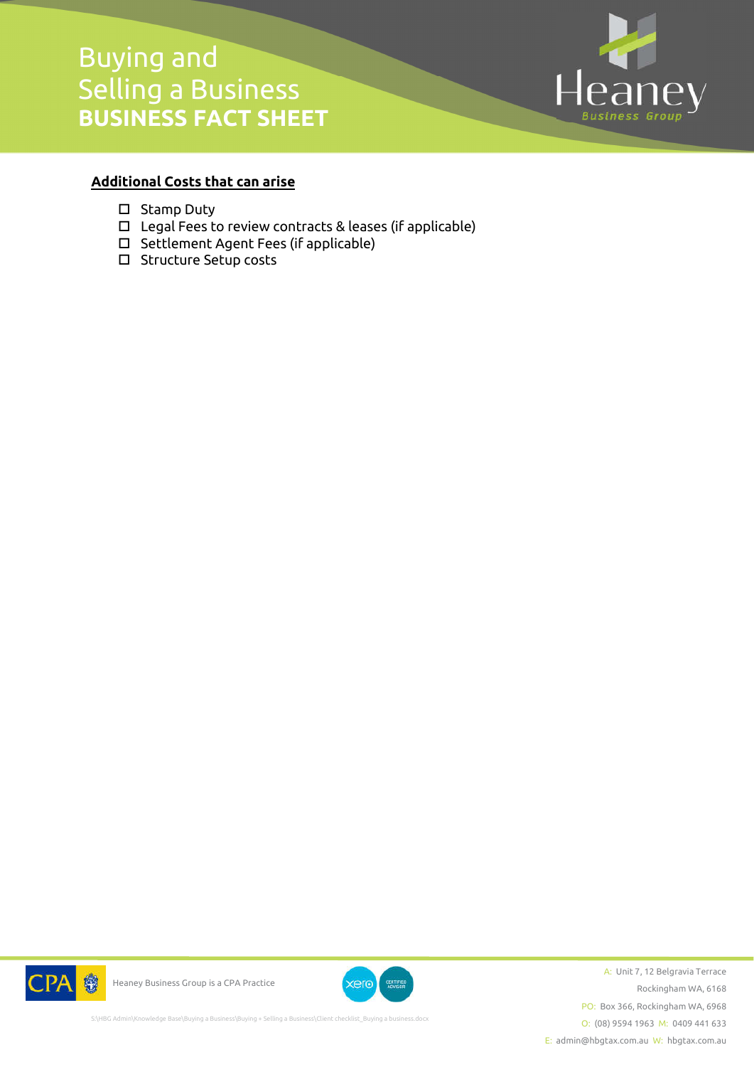**Additional Costs that can arise**

- ☐ Stamp Duty
- ☐ Legal Fees to review contracts & leases (if applicable)
- ☐ Settlement Agent Fees (if applicable)
- ☐ Structure Setup costs